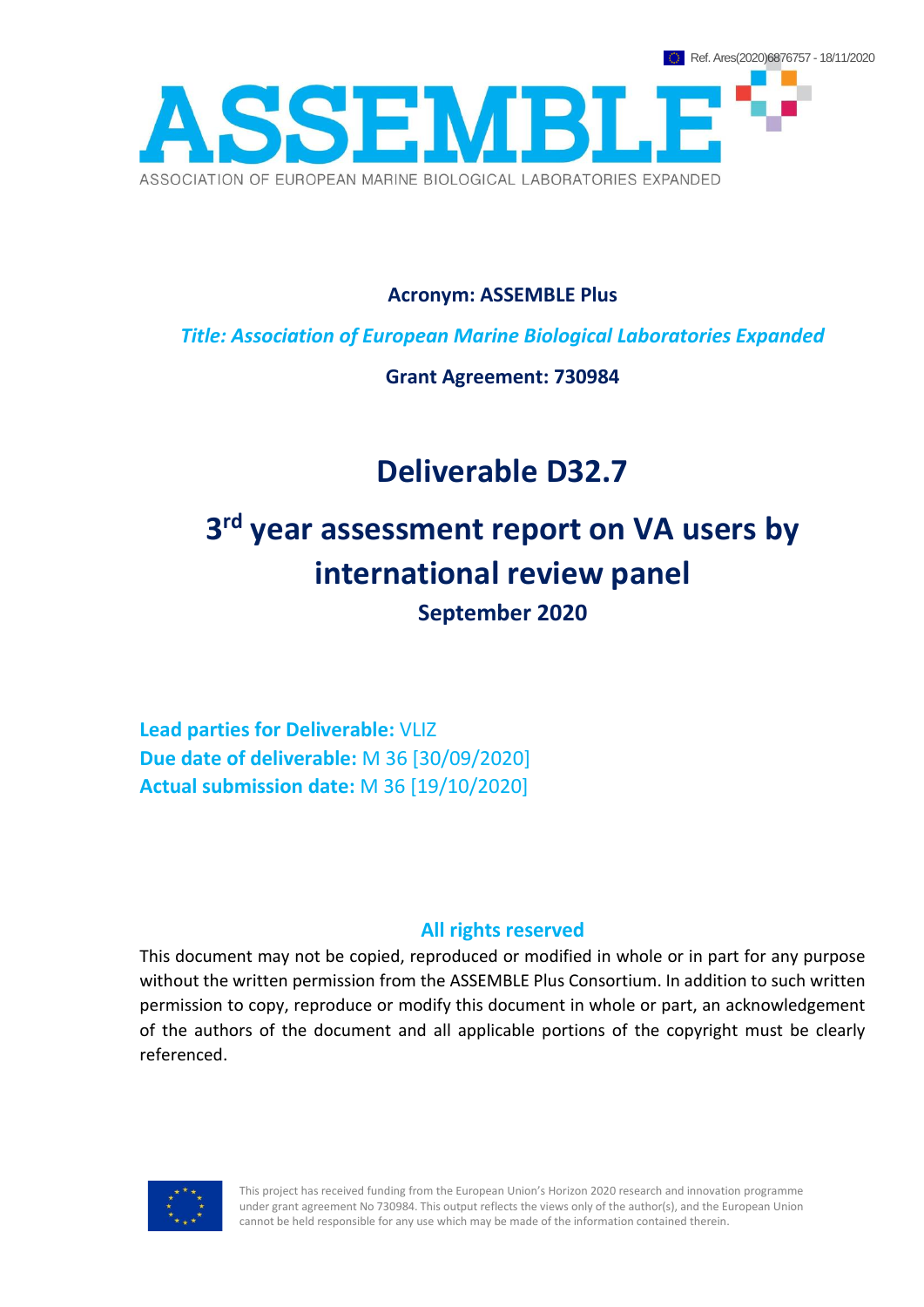Ref. Ares(2020)6876757 - 18/11/2020

# ASSEMBLE

ASSOCIATION OF EUROPEAN MARINE BIOLOGICAL LABORATORIES EXPANDED

**Acronym: ASSEMBLE Plus**

***Title: Association of European Marine Biological Laboratories Expanded***

**Grant Agreement: 730984**

# Deliverable D32.7

# 3rd year assessment report on VA users by international review panel

**September 2020**

**Lead parties for Deliverable:** VLIZ
**Due date of deliverable:** M 36 [30/09/2020]
**Actual submission date:** M 36 [19/10/2020]

**All rights reserved**

This document may not be copied, reproduced or modified in whole or in part for any purpose without the written permission from the ASSEMBLE Plus Consortium. In addition to such written permission to copy, reproduce or modify this document in whole or part, an acknowledgement of the authors of the document and all applicable portions of the copyright must be clearly referenced.

This project has received funding from the European Union's Horizon 2020 research and innovation programme under grant agreement No 730984. This output reflects the views only of the author(s), and the European Union cannot be held responsible for any use which may be made of the information contained therein.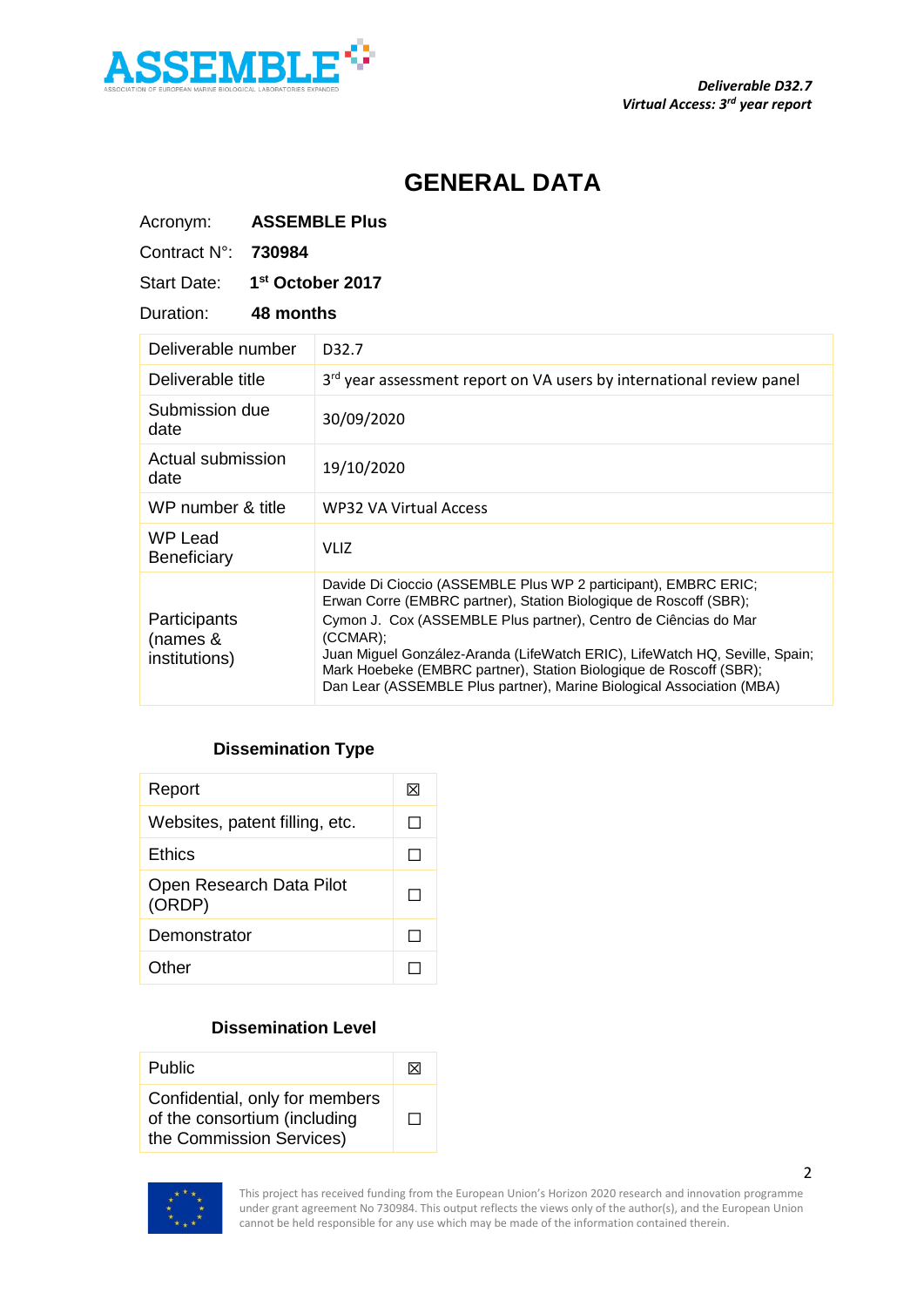# GENERAL DATA

Acronym: **ASSEMBLE Plus**

Contract N°: **730984**

Start Date: **1st October 2017**

Duration: **48 months**

| Deliverable number | D32.7 |
|---|---|
| Deliverable title | 3rd year assessment report on VA users by international review panel |
| Submission due date | 30/09/2020 |
| Actual submission date | 19/10/2020 |
| WP number & title | WP32 VA Virtual Access |
| WP Lead Beneficiary | VLIZ |
| Participants (names & institutions) | Davide Di Cioccio (ASSEMBLE Plus WP 2 participant), EMBRC ERIC;<br>Erwan Corre (EMBRC partner), Station Biologique de Roscoff (SBR);<br>Cymon J. Cox (ASSEMBLE Plus partner), Centro de Ciências do Mar (CCMAR);<br>Juan Miguel González-Aranda (LifeWatch ERIC), LifeWatch HQ, Seville, Spain;<br>Mark Hoebeke (EMBRC partner), Station Biologique de Roscoff (SBR);<br>Dan Lear (ASSEMBLE Plus partner), Marine Biological Association (MBA) |

### Dissemination Type

| Report | ☒ |
|---|---|
| Websites, patent filling, etc. | ☐ |
| Ethics | ☐ |
| Open Research Data Pilot (ORDP) | ☐ |
| Demonstrator | ☐ |
| Other | ☐ |

### Dissemination Level

| Public | ☒ |
|---|---|
| Confidential, only for members of the consortium (including the Commission Services) | ☐ |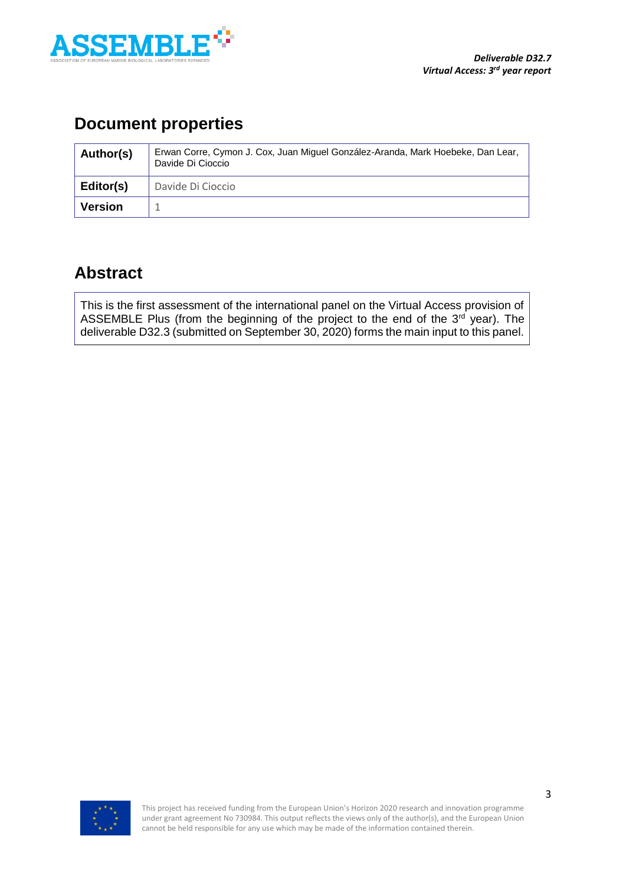## Document properties

| Author(s) | Erwan Corre, Cymon J. Cox, Juan Miguel González-Aranda, Mark Hoebeke, Dan Lear, Davide Di Cioccio |
|---|---|
| Editor(s) | Davide Di Cioccio |
| Version | 1 |

## Abstract

This is the first assessment of the international panel on the Virtual Access provision of ASSEMBLE Plus (from the beginning of the project to the end of the 3rd year). The deliverable D32.3 (submitted on September 30, 2020) forms the main input to this panel.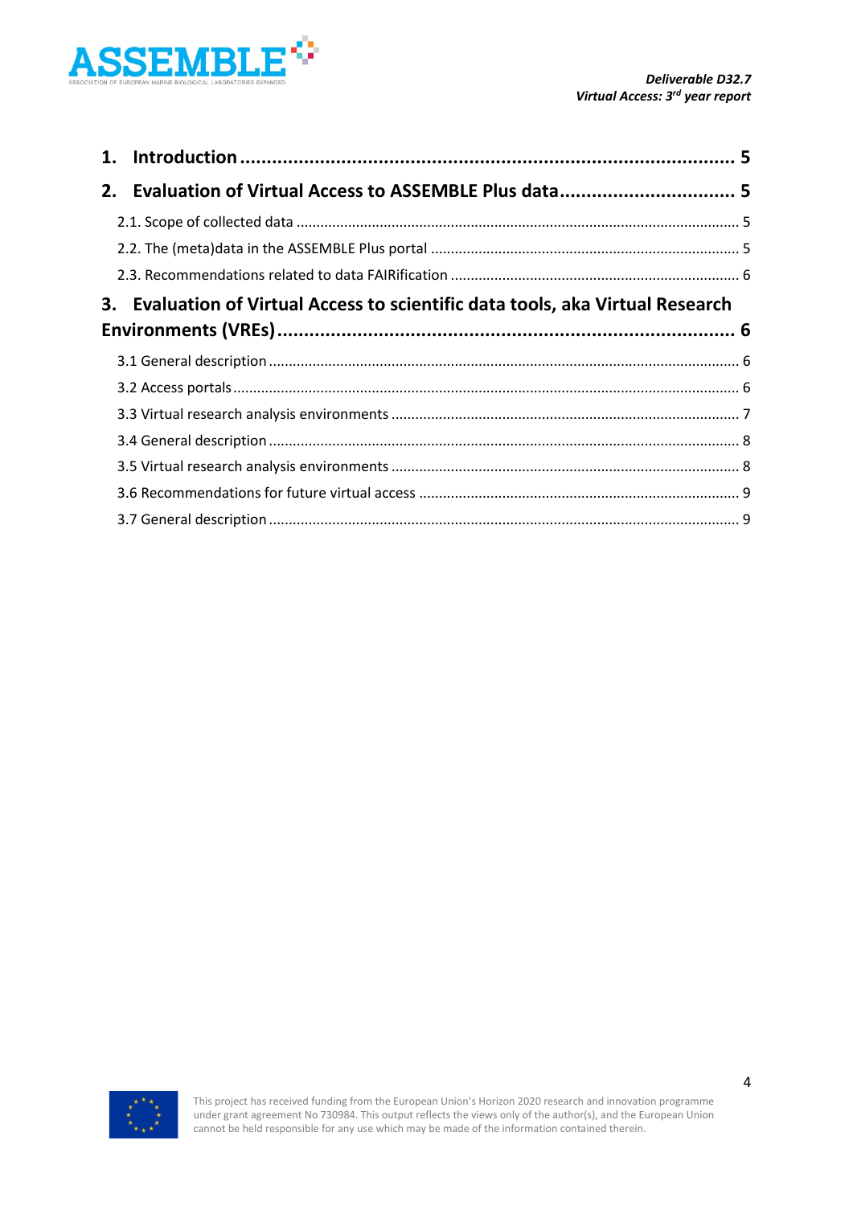1. **Introduction** .......... 5

2. **Evaluation of Virtual Access to ASSEMBLE Plus data** .......... 5

    2.1. Scope of collected data .......... 5

    2.2. The (meta)data in the ASSEMBLE Plus portal .......... 5

    2.3. Recommendations related to data FAIRification .......... 6

3. **Evaluation of Virtual Access to scientific data tools, aka Virtual Research Environments (VREs)** .......... 6

    3.1 General description .......... 6

    3.2 Access portals .......... 6

    3.3 Virtual research analysis environments .......... 7

    3.4 General description .......... 8

    3.5 Virtual research analysis environments .......... 8

    3.6 Recommendations for future virtual access .......... 9

    3.7 General description .......... 9

This project has received funding from the European Union's Horizon 2020 research and innovation programme under grant agreement No 730984. This output reflects the views only of the author(s), and the European Union cannot be held responsible for any use which may be made of the information contained therein.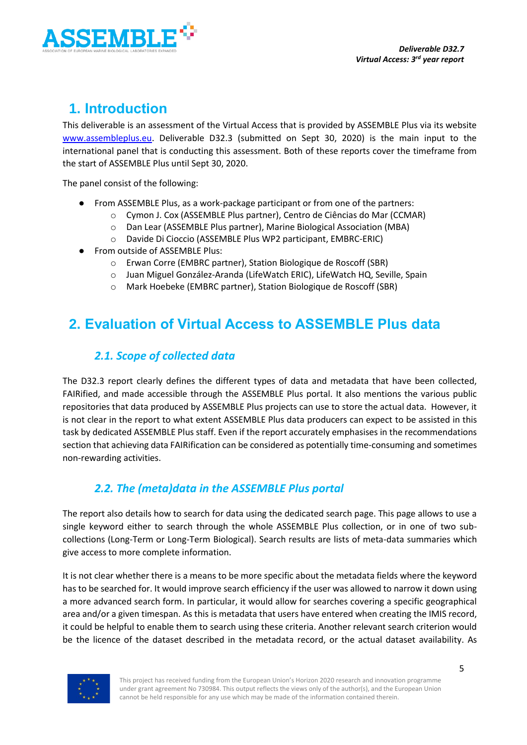# 1. Introduction

This deliverable is an assessment of the Virtual Access that is provided by ASSEMBLE Plus via its website [www.assembleplus.eu](http://www.assembleplus.eu). Deliverable D32.3 (submitted on Sept 30, 2020) is the main input to the international panel that is conducting this assessment. Both of these reports cover the timeframe from the start of ASSEMBLE Plus until Sept 30, 2020.

The panel consist of the following:

- From ASSEMBLE Plus, as a work-package participant or from one of the partners:
  - Cymon J. Cox (ASSEMBLE Plus partner), Centro de Ciências do Mar (CCMAR)
  - Dan Lear (ASSEMBLE Plus partner), Marine Biological Association (MBA)
  - Davide Di Cioccio (ASSEMBLE Plus WP2 participant, EMBRC-ERIC)
- From outside of ASSEMBLE Plus:
  - Erwan Corre (EMBRC partner), Station Biologique de Roscoff (SBR)
  - Juan Miguel González-Aranda (LifeWatch ERIC), LifeWatch HQ, Seville, Spain
  - Mark Hoebeke (EMBRC partner), Station Biologique de Roscoff (SBR)

# 2. Evaluation of Virtual Access to ASSEMBLE Plus data

## *2.1. Scope of collected data*

The D32.3 report clearly defines the different types of data and metadata that have been collected, FAIRified, and made accessible through the ASSEMBLE Plus portal. It also mentions the various public repositories that data produced by ASSEMBLE Plus projects can use to store the actual data. However, it is not clear in the report to what extent ASSEMBLE Plus data producers can expect to be assisted in this task by dedicated ASSEMBLE Plus staff. Even if the report accurately emphasises in the recommendations section that achieving data FAIRification can be considered as potentially time-consuming and sometimes non-rewarding activities.

## *2.2. The (meta)data in the ASSEMBLE Plus portal*

The report also details how to search for data using the dedicated search page. This page allows to use a single keyword either to search through the whole ASSEMBLE Plus collection, or in one of two sub-collections (Long-Term or Long-Term Biological). Search results are lists of meta-data summaries which give access to more complete information.

It is not clear whether there is a means to be more specific about the metadata fields where the keyword has to be searched for. It would improve search efficiency if the user was allowed to narrow it down using a more advanced search form. In particular, it would allow for searches covering a specific geographical area and/or a given timespan. As this is metadata that users have entered when creating the IMIS record, it could be helpful to enable them to search using these criteria. Another relevant search criterion would be the licence of the dataset described in the metadata record, or the actual dataset availability. As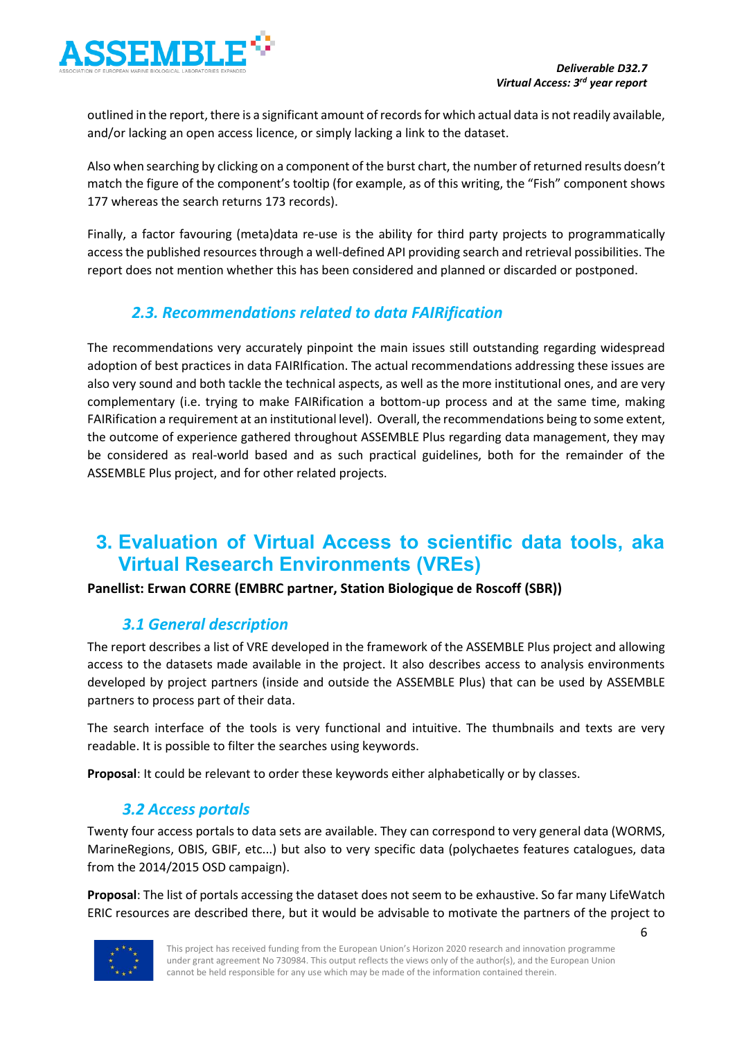outlined in the report, there is a significant amount of records for which actual data is not readily available, and/or lacking an open access licence, or simply lacking a link to the dataset.

Also when searching by clicking on a component of the burst chart, the number of returned results doesn't match the figure of the component's tooltip (for example, as of this writing, the "Fish" component shows 177 whereas the search returns 173 records).

Finally, a factor favouring (meta)data re-use is the ability for third party projects to programmatically access the published resources through a well-defined API providing search and retrieval possibilities. The report does not mention whether this has been considered and planned or discarded or postponed.

### *2.3. Recommendations related to data FAIRification*

The recommendations very accurately pinpoint the main issues still outstanding regarding widespread adoption of best practices in data FAIRIfication. The actual recommendations addressing these issues are also very sound and both tackle the technical aspects, as well as the more institutional ones, and are very complementary (i.e. trying to make FAIRification a bottom-up process and at the same time, making FAIRification a requirement at an institutional level). Overall, the recommendations being to some extent, the outcome of experience gathered throughout ASSEMBLE Plus regarding data management, they may be considered as real-world based and as such practical guidelines, both for the remainder of the ASSEMBLE Plus project, and for other related projects.

## 3. Evaluation of Virtual Access to scientific data tools, aka Virtual Research Environments (VREs)

**Panellist: Erwan CORRE (EMBRC partner, Station Biologique de Roscoff (SBR))**

### *3.1 General description*

The report describes a list of VRE developed in the framework of the ASSEMBLE Plus project and allowing access to the datasets made available in the project. It also describes access to analysis environments developed by project partners (inside and outside the ASSEMBLE Plus) that can be used by ASSEMBLE partners to process part of their data.

The search interface of the tools is very functional and intuitive. The thumbnails and texts are very readable. It is possible to filter the searches using keywords.

**Proposal**: It could be relevant to order these keywords either alphabetically or by classes.

### *3.2 Access portals*

Twenty four access portals to data sets are available. They can correspond to very general data (WORMS, MarineRegions, OBIS, GBIF, etc...) but also to very specific data (polychaetes features catalogues, data from the 2014/2015 OSD campaign).

**Proposal**: The list of portals accessing the dataset does not seem to be exhaustive. So far many LifeWatch ERIC resources are described there, but it would be advisable to motivate the partners of the project to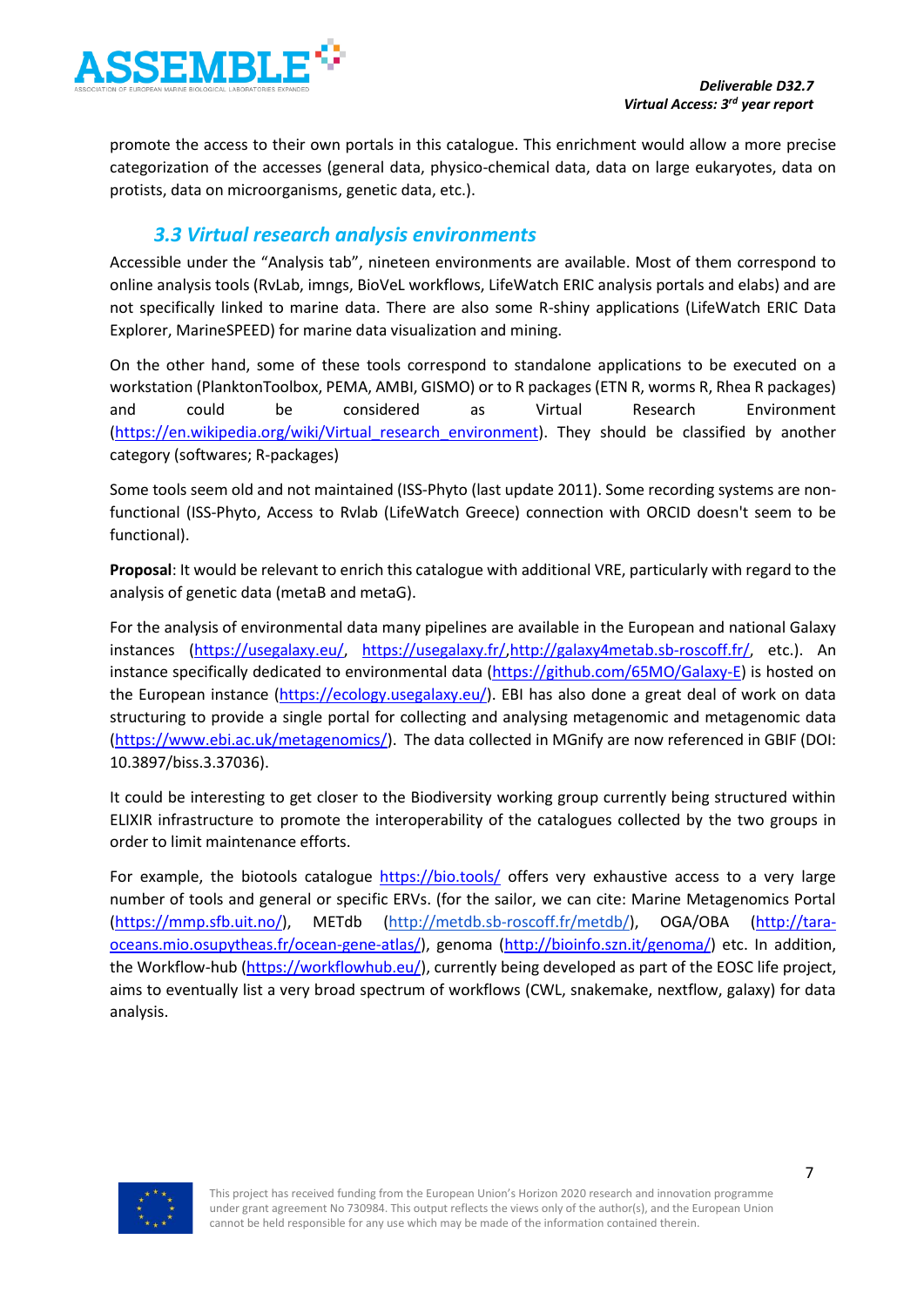promote the access to their own portals in this catalogue. This enrichment would allow a more precise categorization of the accesses (general data, physico-chemical data, data on large eukaryotes, data on protists, data on microorganisms, genetic data, etc.).

### 3.3 Virtual research analysis environments

Accessible under the "Analysis tab", nineteen environments are available. Most of them correspond to online analysis tools (RvLab, imngs, BioVeL workflows, LifeWatch ERIC analysis portals and elabs) and are not specifically linked to marine data. There are also some R-shiny applications (LifeWatch ERIC Data Explorer, MarineSPEED) for marine data visualization and mining.

On the other hand, some of these tools correspond to standalone applications to be executed on a workstation (PlanktonToolbox, PEMA, AMBI, GISMO) or to R packages (ETN R, worms R, Rhea R packages) and could be considered as Virtual Research Environment (https://en.wikipedia.org/wiki/Virtual_research_environment). They should be classified by another category (softwares; R-packages)

Some tools seem old and not maintained (ISS-Phyto (last update 2011). Some recording systems are non-functional (ISS-Phyto, Access to Rvlab (LifeWatch Greece) connection with ORCID doesn't seem to be functional).

**Proposal**: It would be relevant to enrich this catalogue with additional VRE, particularly with regard to the analysis of genetic data (metaB and metaG).

For the analysis of environmental data many pipelines are available in the European and national Galaxy instances (https://usegalaxy.eu/, https://usegalaxy.fr/,http://galaxy4metab.sb-roscoff.fr/, etc.). An instance specifically dedicated to environmental data (https://github.com/65MO/Galaxy-E) is hosted on the European instance (https://ecology.usegalaxy.eu/). EBI has also done a great deal of work on data structuring to provide a single portal for collecting and analysing metagenomic and metagenomic data (https://www.ebi.ac.uk/metagenomics/). The data collected in MGnify are now referenced in GBIF (DOI: 10.3897/biss.3.37036).

It could be interesting to get closer to the Biodiversity working group currently being structured within ELIXIR infrastructure to promote the interoperability of the catalogues collected by the two groups in order to limit maintenance efforts.

For example, the biotools catalogue https://bio.tools/ offers very exhaustive access to a very large number of tools and general or specific ERVs. (for the sailor, we can cite: Marine Metagenomics Portal (https://mmp.sfb.uit.no/), METdb (http://metdb.sb-roscoff.fr/metdb/), OGA/OBA (http://tara-oceans.mio.osupytheas.fr/ocean-gene-atlas/), genoma (http://bioinfo.szn.it/genoma/) etc. In addition, the Workflow-hub (https://workflowhub.eu/), currently being developed as part of the EOSC life project, aims to eventually list a very broad spectrum of workflows (CWL, snakemake, nextflow, galaxy) for data analysis.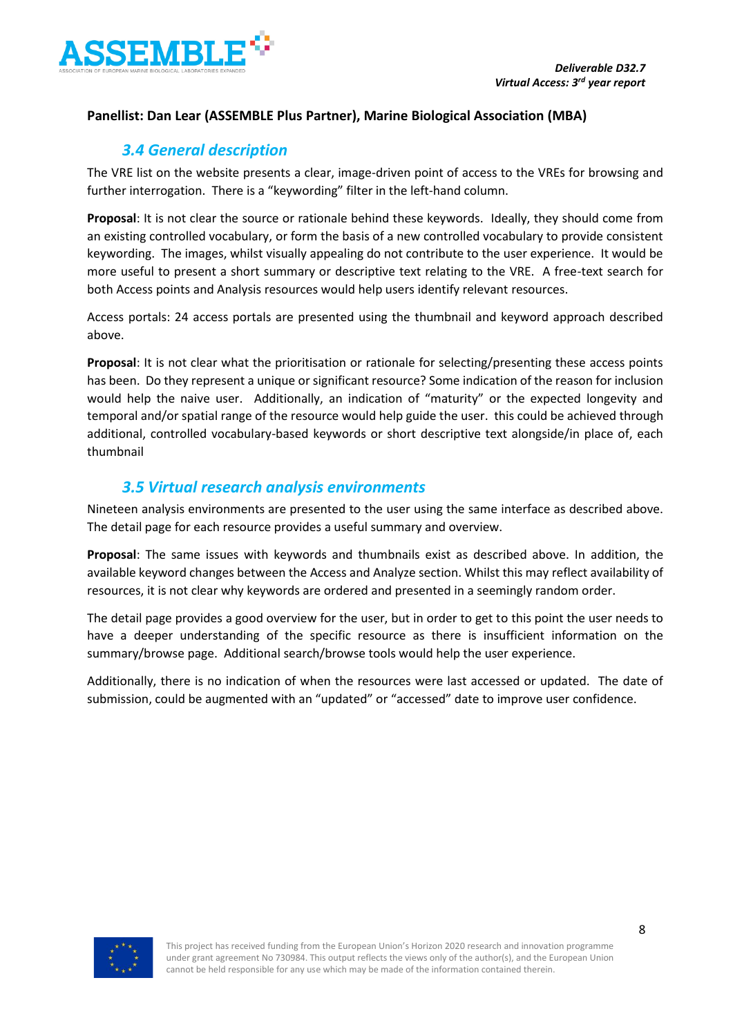**Panellist: Dan Lear (ASSEMBLE Plus Partner), Marine Biological Association (MBA)**

## *3.4 General description*

The VRE list on the website presents a clear, image-driven point of access to the VREs for browsing and further interrogation. There is a "keywording" filter in the left-hand column.

**Proposal**: It is not clear the source or rationale behind these keywords. Ideally, they should come from an existing controlled vocabulary, or form the basis of a new controlled vocabulary to provide consistent keywording. The images, whilst visually appealing do not contribute to the user experience. It would be more useful to present a short summary or descriptive text relating to the VRE. A free-text search for both Access points and Analysis resources would help users identify relevant resources.

Access portals: 24 access portals are presented using the thumbnail and keyword approach described above.

**Proposal**: It is not clear what the prioritisation or rationale for selecting/presenting these access points has been. Do they represent a unique or significant resource? Some indication of the reason for inclusion would help the naive user. Additionally, an indication of "maturity" or the expected longevity and temporal and/or spatial range of the resource would help guide the user. this could be achieved through additional, controlled vocabulary-based keywords or short descriptive text alongside/in place of, each thumbnail

## *3.5 Virtual research analysis environments*

Nineteen analysis environments are presented to the user using the same interface as described above. The detail page for each resource provides a useful summary and overview.

**Proposal**: The same issues with keywords and thumbnails exist as described above. In addition, the available keyword changes between the Access and Analyze section. Whilst this may reflect availability of resources, it is not clear why keywords are ordered and presented in a seemingly random order.

The detail page provides a good overview for the user, but in order to get to this point the user needs to have a deeper understanding of the specific resource as there is insufficient information on the summary/browse page. Additional search/browse tools would help the user experience.

Additionally, there is no indication of when the resources were last accessed or updated. The date of submission, could be augmented with an "updated" or "accessed" date to improve user confidence.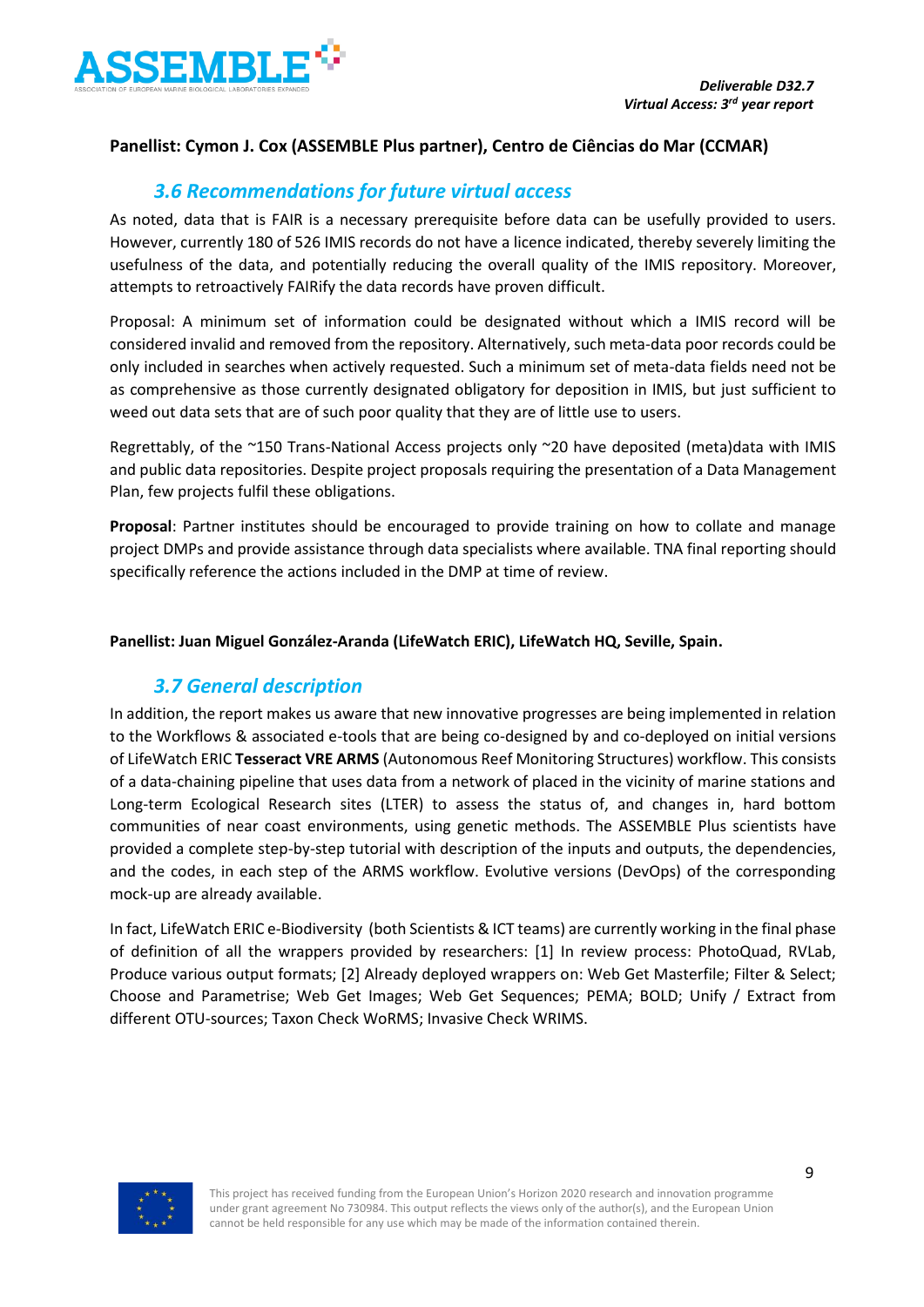**Panellist: Cymon J. Cox (ASSEMBLE Plus partner), Centro de Ciências do Mar (CCMAR)**

## *3.6 Recommendations for future virtual access*

As noted, data that is FAIR is a necessary prerequisite before data can be usefully provided to users. However, currently 180 of 526 IMIS records do not have a licence indicated, thereby severely limiting the usefulness of the data, and potentially reducing the overall quality of the IMIS repository. Moreover, attempts to retroactively FAIRify the data records have proven difficult.

Proposal: A minimum set of information could be designated without which a IMIS record will be considered invalid and removed from the repository. Alternatively, such meta-data poor records could be only included in searches when actively requested. Such a minimum set of meta-data fields need not be as comprehensive as those currently designated obligatory for deposition in IMIS, but just sufficient to weed out data sets that are of such poor quality that they are of little use to users.

Regrettably, of the ~150 Trans-National Access projects only ~20 have deposited (meta)data with IMIS and public data repositories. Despite project proposals requiring the presentation of a Data Management Plan, few projects fulfil these obligations.

**Proposal**: Partner institutes should be encouraged to provide training on how to collate and manage project DMPs and provide assistance through data specialists where available. TNA final reporting should specifically reference the actions included in the DMP at time of review.

**Panellist: Juan Miguel González-Aranda (LifeWatch ERIC), LifeWatch HQ, Seville, Spain.**

## *3.7 General description*

In addition, the report makes us aware that new innovative progresses are being implemented in relation to the Workflows & associated e-tools that are being co-designed by and co-deployed on initial versions of LifeWatch ERIC **Tesseract VRE ARMS** (Autonomous Reef Monitoring Structures) workflow. This consists of a data-chaining pipeline that uses data from a network of placed in the vicinity of marine stations and Long-term Ecological Research sites (LTER) to assess the status of, and changes in, hard bottom communities of near coast environments, using genetic methods. The ASSEMBLE Plus scientists have provided a complete step-by-step tutorial with description of the inputs and outputs, the dependencies, and the codes, in each step of the ARMS workflow. Evolutive versions (DevOps) of the corresponding mock-up are already available.

In fact, LifeWatch ERIC e-Biodiversity (both Scientists & ICT teams) are currently working in the final phase of definition of all the wrappers provided by researchers: [1] In review process: PhotoQuad, RVLab, Produce various output formats; [2] Already deployed wrappers on: Web Get Masterfile; Filter & Select; Choose and Parametrise; Web Get Images; Web Get Sequences; PEMA; BOLD; Unify / Extract from different OTU-sources; Taxon Check WoRMS; Invasive Check WRIMS.